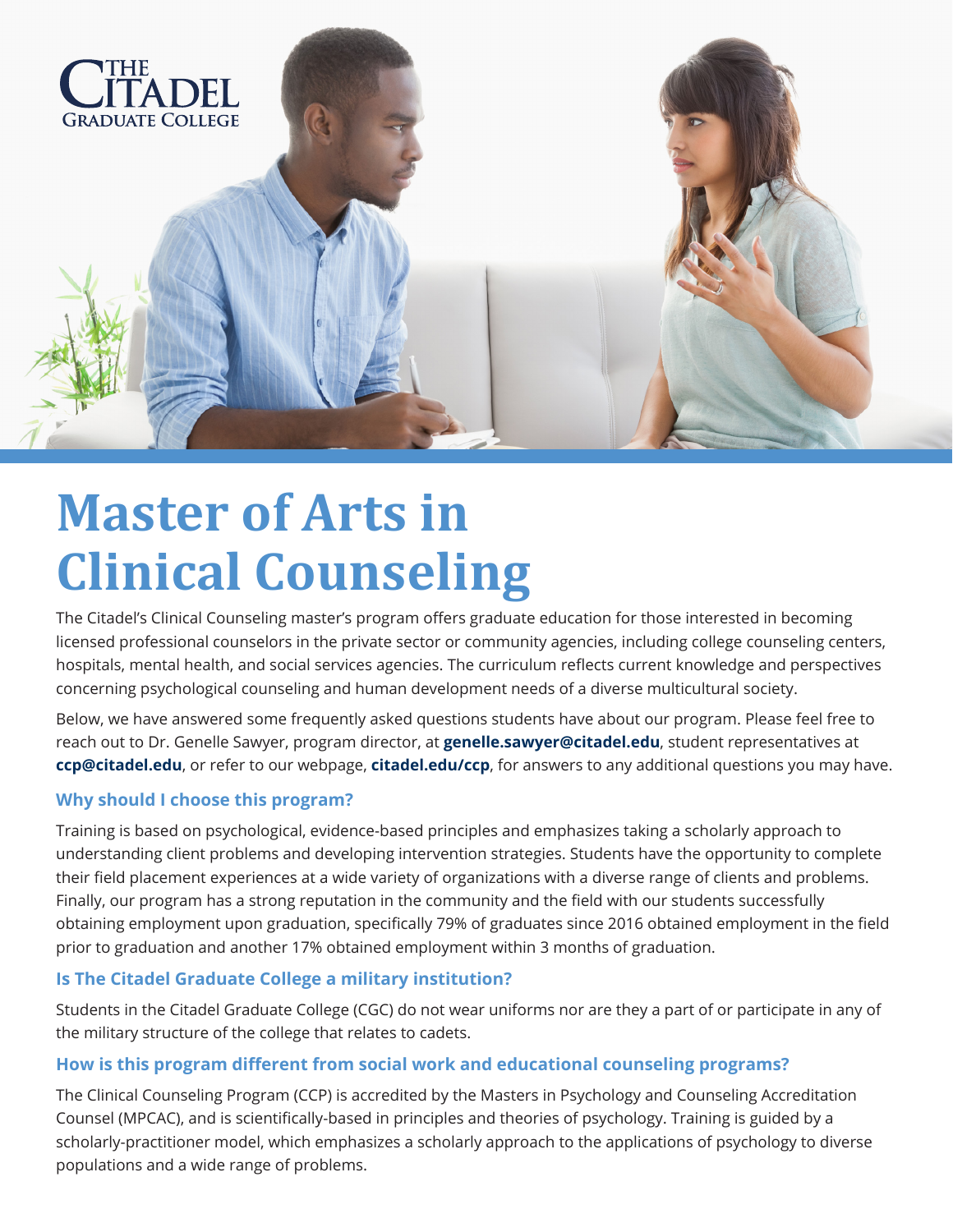# Master of Arts in Clinical Counseling

The Citadel's Clinical Counseling master's program offers graduate education for those interested in becoming licensed professional counselors in the private sector or community agencies, including college counseling centers, hospitals, mental health, and social services agencies. The curriculum reflects current knowledge and perspectives concerning psychological counseling and human development needs of a diverse multicultural society.

Below, we have answered some frequently asked questions students have about our program. Please feel free to reach out to Dr. Genelle Sawyer, program director, at **genelle.sawyer@citadel.edu**, student representatives at **ccp@citadel.edu**, or refer to our webpage, **citadel.edu/ccp**, for answers to any additional questions you may have.

### Why should I choose this program?

Training is based on psychological, evidence-based principles and emphasizes taking a scholarly approach to understanding client problems and developing intervention strategies. Students have the opportunity to complete their field placement experiences at a wide variety of organizations with a diverse range of clients and problems. Finally, our program has a strong reputation in the community and the field with our students successfully obtaining employment upon graduation, specifically 79% of graduates since 2016 obtained employment in the field prior to graduation and another 17% obtained employment within 3 months of graduation.

### Is The Citadel Graduate College a military institution?

Students in the Citadel Graduate College (CGC) do not wear uniforms nor are they a part of or participate in any of the military structure of the college that relates to cadets.

### How is this program different from social work and educational counseling programs?

The Clinical Counseling Program (CCP) is accredited by the Masters in Psychology and Counseling Accreditation Counsel (MPCAC), and is scientifically-based in principles and theories of psychology. Training is guided by a scholarly-practitioner model, which emphasizes a scholarly approach to the applications of psychology to diverse populations and a wide range of problems.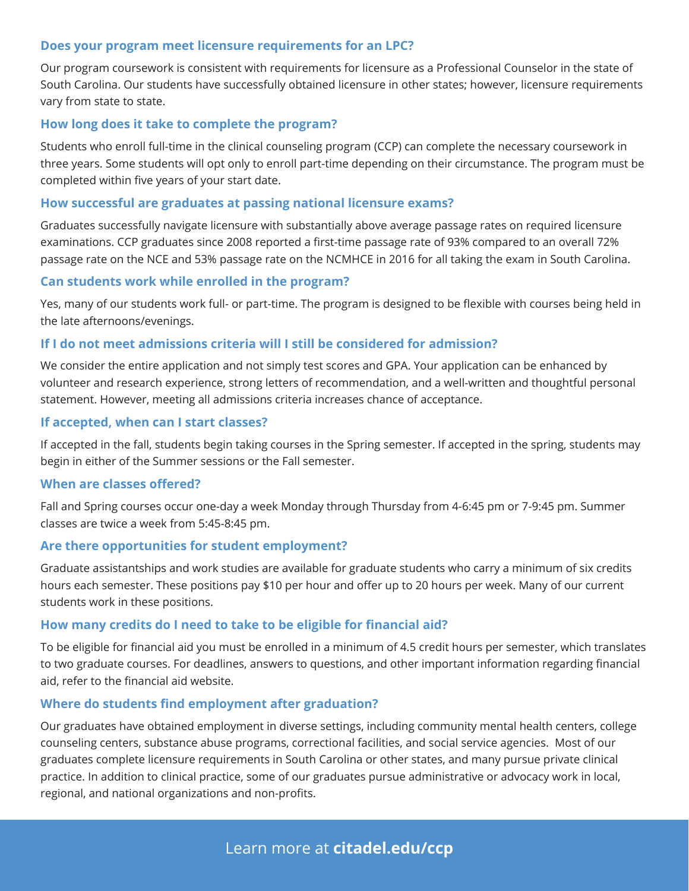### Does your program meet licensure requirements for an LPC?

Our program coursework is consistent with requirements for licensure as a Professional Counselor in the state of South Carolina. Our students have successfully obtained licensure in other states; however, licensure requirements vary from state to state.

### How long does it take to complete the program?

Students who enroll full-time in the clinical counseling program (CCP) can complete the necessary coursework in three years. Some students will opt only to enroll part-time depending on their circumstance. The program must be completed within five years of your start date.

### How successful are graduates at passing national licensure exams?

Graduates successfully navigate licensure with substantially above average passage rates on required licensure examinations. CCP graduates since 2008 reported a first-time passage rate of 93% compared to an overall 72% passage rate on the NCE and 53% passage rate on the NCMHCE in 2016 for all taking the exam in South Carolina.

### Can students work while enrolled in the program?

Yes, many of our students work full- or part-time. The program is designed to be flexible with courses being held in the late afternoons/evenings.

### If I do not meet admissions criteria will I still be considered for admission?

We consider the entire application and not simply test scores and GPA. Your application can be enhanced by volunteer and research experience, strong letters of recommendation, and a well-written and thoughtful personal statement. However, meeting all admissions criteria increases chance of acceptance.

### If accepted, when can I start classes?

If accepted in the fall, students begin taking courses in the Spring semester. If accepted in the spring, students may begin in either of the Summer sessions or the Fall semester.

### When are classes offered?

Fall and Spring courses occur one-day a week Monday through Thursday from 4-6:45 pm or 7-9:45 pm. Summer classes are twice a week from 5:45-8:45 pm.

### Are there opportunities for student employment?

Graduate assistantships and work studies are available for graduate students who carry a minimum of six credits hours each semester. These positions pay $10 per hour and offer up to 20 hours per week. Many of our current students work in these positions.

### How many credits do I need to take to be eligible for financial aid?

To be eligible for financial aid you must be enrolled in a minimum of 4.5 credit hours per semester, which translates to two graduate courses. For deadlines, answers to questions, and other important information regarding financial aid, refer to the financial aid website.

### Where do students find employment after graduation?

Our graduates have obtained employment in diverse settings, including community mental health centers, college counseling centers, substance abuse programs, correctional facilities, and social service agencies. Most of our graduates complete licensure requirements in South Carolina or other states, and many pursue private clinical practice. In addition to clinical practice, some of our graduates pursue administrative or advocacy work in local, regional, and national organizations and non-profits.

Learn more at **citadel.edu/ccp**